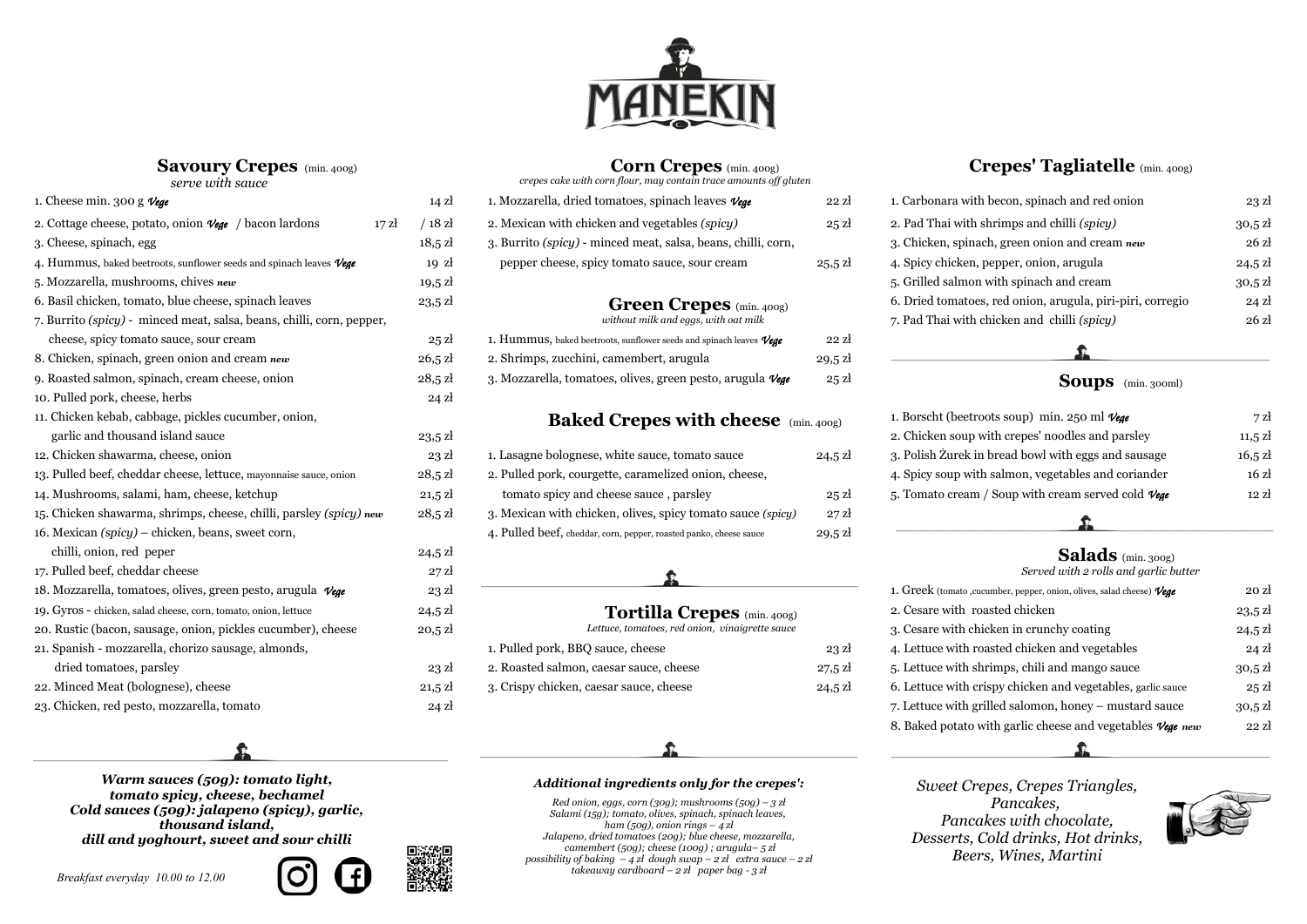# MANEKIN

## Savoury Crepes (min. 400g)

*serve with sauce*

| Item | Price |
|---|---|
| 1. Cheese min. 300 g *Vege* | 14 zł |
| 2. Cottage cheese, potato, onion *Vege* / bacon lardons | 17 zł / 18 zł |
| 3. Cheese, spinach, egg | 18,5 zł |
| 4. Hummus, baked beetroots, sunflower seeds and spinach leaves *Vege* | 19 zł |
| 5. Mozzarella, mushrooms, chives *new* | 19,5 zł |
| 6. Basil chicken, tomato, blue cheese, spinach leaves | 23,5 zł |
| 7. Burrito *(spicy)* - minced meat, salsa, beans, chilli, corn, pepper, cheese, spicy tomato sauce, sour cream | 25 zł |
| 8. Chicken, spinach, green onion and cream *new* | 26,5 zł |
| 9. Roasted salmon, spinach, cream cheese, onion | 28,5 zł |
| 10. Pulled pork, cheese, herbs | 24 zł |
| 11. Chicken kebab, cabbage, pickles cucumber, onion, garlic and thousand island sauce | 23,5 zł |
| 12. Chicken shawarma, cheese, onion | 23 zł |
| 13. Pulled beef, cheddar cheese, lettuce, mayonnaise sauce, onion | 28,5 zł |
| 14. Mushrooms, salami, ham, cheese, ketchup | 21,5 zł |
| 15. Chicken shawarma, shrimps, cheese, chilli, parsley *(spicy)* *new* | 28,5 zł |
| 16. Mexican *(spicy)* – chicken, beans, sweet corn, chilli, onion, red peper | 24,5 zł |
| 17. Pulled beef, cheddar cheese | 27 zł |
| 18. Mozzarella, tomatoes, olives, green pesto, arugula *Vege* | 23 zł |
| 19. Gyros - chicken, salad cheese, corn, tomato, onion, lettuce | 24,5 zł |
| 20. Rustic (bacon, sausage, onion, pickles cucumber), cheese | 20,5 zł |
| 21. Spanish - mozzarella, chorizo sausage, almonds, dried tomatoes, parsley | 23 zł |
| 22. Minced Meat (bolognese), cheese | 21,5 zł |
| 23. Chicken, red pesto, mozzarella, tomato | 24 zł |

***Warm sauces (50g): tomato light, tomato spicy, cheese, bechamel***
***Cold sauces (50g): jalapeno (spicy), garlic, thousand island, dill and yoghourt, sweet and sour chilli***

*Breakfast everyday 10.00 to 12.00*

## Corn Crepes (min. 400g)

*crepes cake with corn flour, may contain trace amounts off gluten*

| Item | Price |
|---|---|
| 1. Mozzarella, dried tomatoes, spinach leaves *Vege* | 22 zł |
| 2. Mexican with chicken and vegetables *(spicy)* | 25 zł |
| 3. Burrito *(spicy)* - minced meat, salsa, beans, chilli, corn, pepper cheese, spicy tomato sauce, sour cream | 25,5 zł |

## Green Crepes (min. 400g)

*without milk and eggs, with oat milk*

| Item | Price |
|---|---|
| 1. Hummus, baked beetroots, sunflower seeds and spinach leaves *Vege* | 22 zł |
| 2. Shrimps, zucchini, camembert, arugula | 29,5 zł |
| 3. Mozzarella, tomatoes, olives, green pesto, arugula *Vege* | 25 zł |

## Baked Crepes with cheese (min. 400g)

| Item | Price |
|---|---|
| 1. Lasagne bolognese, white sauce, tomato sauce | 24,5 zł |
| 2. Pulled pork, courgette, caramelized onion, cheese, tomato spicy and cheese sauce , parsley | 25 zł |
| 3. Mexican with chicken, olives, spicy tomato sauce *(spicy)* | 27 zł |
| 4. Pulled beef, cheddar, corn, pepper, roasted panko, cheese sauce | 29,5 zł |

## Tortilla Crepes (min. 400g)

*Lettuce, tomatoes, red onion, vinaigrette sauce*

| Item | Price |
|---|---|
| 1. Pulled pork, BBQ sauce, cheese | 23 zł |
| 2. Roasted salmon, caesar sauce, cheese | 27,5 zł |
| 3. Crispy chicken, caesar sauce, cheese | 24,5 zł |

***Additional ingredients only for the crepes':***

*Red onion, eggs, corn (30g); mushrooms (50g) – 3 zł*
*Salami (15g); tomato, olives, spinach, spinach leaves, ham (50g), onion rings – 4 zł*
*Jalapeno, dried tomatoes (20g); blue cheese, mozzarella, camembert (50g); cheese (100g) ; arugula– 5 zł*
*possibility of baking – 4 zł dough swap – 2 zł extra sauce – 2 zł*
*takeaway cardboard – 2 zł paper bag - 3 zł*

## Crepes' Tagliatelle (min. 400g)

| Item | Price |
|---|---|
| 1. Carbonara with becon, spinach and red onion | 23 zł |
| 2. Pad Thai with shrimps and chilli *(spicy)* | 30,5 zł |
| 3. Chicken, spinach, green onion and cream *new* | 26 zł |
| 4. Spicy chicken, pepper, onion, arugula | 24,5 zł |
| 5. Grilled salmon with spinach and cream | 30,5 zł |
| 6. Dried tomatoes, red onion, arugula, piri-piri, corregio | 24 zł |
| 7. Pad Thai with chicken and chilli *(spicy)* | 26 zł |

## Soups (min. 300ml)

| Item | Price |
|---|---|
| 1. Borscht (beetroots soup) min. 250 ml *Vege* | 7 zł |
| 2. Chicken soup with crepes' noodles and parsley | 11,5 zł |
| 3. Polish Żurek in bread bowl with eggs and sausage | 16,5 zł |
| 4. Spicy soup with salmon, vegetables and coriander | 16 zł |
| 5. Tomato cream / Soup with cream served cold *Vege* | 12 zł |

## Salads (min. 300g)

*Served with 2 rolls and garlic butter*

| Item | Price |
|---|---|
| 1. Greek (tomato ,cucumber, pepper, onion, olives, salad cheese) *Vege* | 20 zł |
| 2. Cesare with roasted chicken | 23,5 zł |
| 3. Cesare with chicken in crunchy coating | 24,5 zł |
| 4. Lettuce with roasted chicken and vegetables | 24 zł |
| 5. Lettuce with shrimps, chili and mango sauce | 30,5 zł |
| 6. Lettuce with crispy chicken and vegetables, garlic sauce | 25 zł |
| 7. Lettuce with grilled salomon, honey – mustard sauce | 30,5 zł |
| 8. Baked potato with garlic cheese and vegetables *Vege* *new* | 22 zł |

*Sweet Crepes, Crepes Triangles, Pancakes, Pancakes with chocolate, Desserts, Cold drinks, Hot drinks, Beers, Wines, Martini*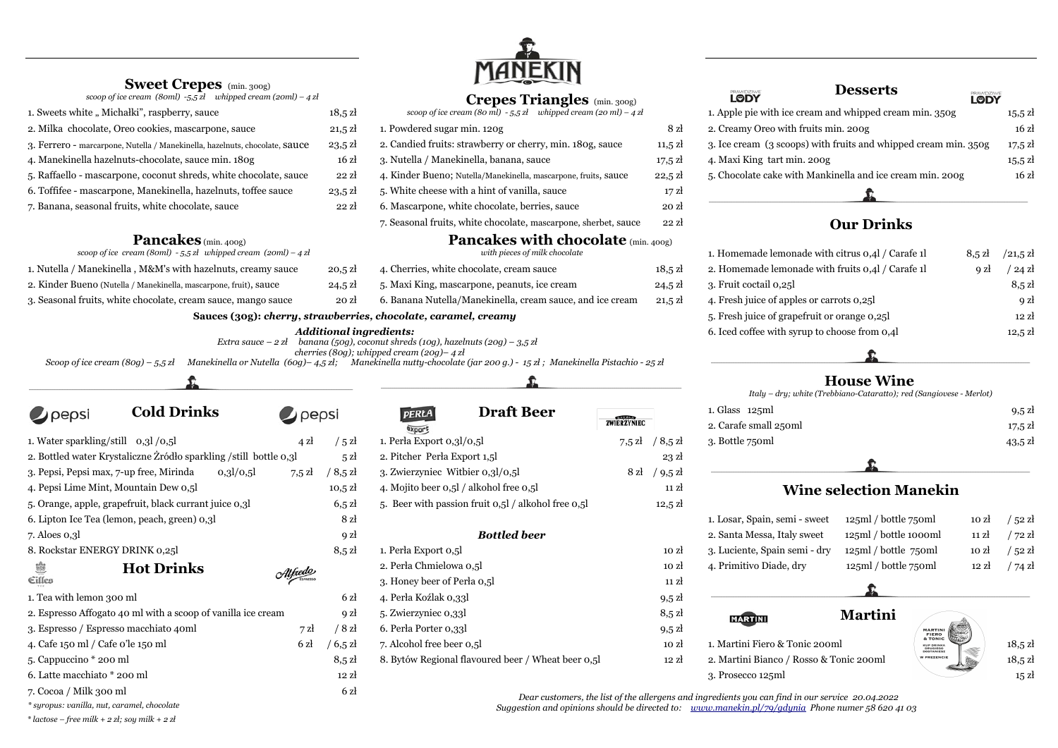# MANEKIN

## Sweet Crepes (min. 300g)

*scoop of ice cream (80ml) -5,5 zł whipped cream (20ml) – 4 zł*

| | |
|---|---|
| 1. Sweets white „ Michałki", raspberry, sauce | 18,5 zł |
| 2. Milka chocolate, Oreo cookies, mascarpone, sauce | 21,5 zł |
| 3. Ferrero - marcarpone, Nutella / Manekinella, hazelnuts, chocolate, sauce | 23,5 zł |
| 4. Manekinella hazelnuts-chocolate, sauce min. 180g | 16 zł |
| 5. Raffaello - mascarpone, coconut shreds, white chocolate, sauce | 22 zł |
| 6. Toffifee - mascarpone, Manekinella, hazelnuts, toffee sauce | 23,5 zł |
| 7. Banana, seasonal fruits, white chocolate, sauce | 22 zł |

## Pancakes (min. 400g)

*scoop of ice cream (80ml) - 5,5 zł whipped cream (20ml) – 4 zł*

| | |
|---|---|
| 1. Nutella / Manekinella , M&M's with hazelnuts, creamy sauce | 20,5 zł |
| 2. Kinder Bueno (Nutella / Manekinella, mascarpone, fruit), sauce | 24,5 zł |
| 3. Seasonal fruits, white chocolate, cream sauce, mango sauce | 20 zł |

## Crepes Triangles (min. 300g)

*scoop of ice cream (80 ml) - 5,5 zł whipped cream (20 ml) – 4 zł*

| | |
|---|---|
| 1. Powdered sugar min. 120g | 8 zł |
| 2. Candied fruits: strawberry or cherry, min. 180g, sauce | 11,5 zł |
| 3. Nutella / Manekinella, banana, sauce | 17,5 zł |
| 4. Kinder Bueno; Nutella/Manekinella, mascarpone, fruits, sauce | 22,5 zł |
| 5. White cheese with a hint of vanilla, sauce | 17 zł |
| 6. Mascarpone, white chocolate, berries, sauce | 20 zł |
| 7. Seasonal fruits, white chocolate, mascarpone, sherbet, sauce | 22 zł |

## Pancakes with chocolate (min. 400g)

*with pieces of milk chocolate*

| | |
|---|---|
| 4. Cherries, white chocolate, cream sauce | 18,5 zł |
| 5. Maxi King, mascarpone, peanuts, ice cream | 24,5 zł |
| 6. Banana Nutella/Manekinella, cream sauce, and ice cream | 21,5 zł |

**Sauces (30g): *cherry, strawberries, chocolate, caramel, creamy***

***Additional ingredients:***

*Extra sauce – 2 zł banana (50g), coconut shreds (10g), hazelnuts (20g) – 3,5 zł*
*cherries (80g); whipped cream (20g)– 4 zł*
*Scoop of ice cream (80g) – 5,5 zł Manekinella or Nutella (60g)– 4,5 zł; Manekinella nutty-chocolate (jar 200 g.) - 15 zł ; Manekinella Pistachio - 25 zł*

## Desserts

| | |
|---|---|
| 1. Apple pie with ice cream and whipped cream min. 350g | 15,5 zł |
| 2. Creamy Oreo with fruits min. 200g | 16 zł |
| 3. Ice cream (3 scoops) with fruits and whipped cream min. 350g | 17,5 zł |
| 4. Maxi King tart min. 200g | 15,5 zł |
| 5. Chocolate cake with Mankinella and ice cream min. 200g | 16 zł |

## Our Drinks

| | | |
|---|---|---|
| 1. Homemade lemonade with citrus 0,4l / Carafe 1l | 8,5 zł | /21,5 zł |
| 2. Homemade lemonade with fruits 0,4l / Carafe 1l | 9 zł | / 24 zł |
| 3. Fruit coctail 0,25l | | 8,5 zł |
| 4. Fresh juice of apples or carrots 0,25l | | 9 zł |
| 5. Fresh juice of grapefruit or orange 0,25l | | 12 zł |
| 6. Iced coffee with syrup to choose from 0,4l | | 12,5 zł |

## Cold Drinks

| | | |
|---|---|---|
| 1. Water sparkling/still 0,3l /0,5l | 4 zł | / 5 zł |
| 2. Bottled water Krystaliczne Źródło sparkling /still bottle 0,3l | | 5 zł |
| 3. Pepsi, Pepsi max, 7-up free, Mirinda 0,3l/0,5l | 7,5 zł | / 8,5 zł |
| 4. Pepsi Lime Mint, Mountain Dew 0,5l | | 10,5 zł |
| 5. Orange, apple, grapefruit, black currant juice 0,3l | | 6,5 zł |
| 6. Lipton Ice Tea (lemon, peach, green) 0,3l | | 8 zł |
| 7. Aloes 0,3l | | 9 zł |
| 8. Rockstar ENERGY DRINK 0,25l | | 8,5 zł |

## Hot Drinks

| | | |
|---|---|---|
| 1. Tea with lemon 300 ml | | 6 zł |
| 2. Espresso Affogato 40 ml with a scoop of vanilla ice cream | | 9 zł |
| 3. Espresso / Espresso macchiato 40ml | 7 zł | / 8 zł |
| 4. Cafe 150 ml / Cafe o'le 150 ml | 6 zł | / 6,5 zł |
| 5. Cappuccino * 200 ml | | 8,5 zł |
| 6. Latte macchiato * 200 ml | | 12 zł |
| 7. Cocoa / Milk 300 ml | | 6 zł |

*\* syropus: vanilla, nut, caramel, chocolate*

*\* lactose – free milk + 2 zł; soy milk + 2 zł*

## Draft Beer

| | | |
|---|---|---|
| 1. Perła Export 0,3l/0,5l | 7,5 zł | / 8,5 zł |
| 2. Pitcher Perła Export 1,5l | | 23 zł |
| 3. Zwierzyniec Witbier 0,3l/0,5l | 8 zł | / 9,5 zł |
| 4. Mojito beer 0,5l / alkohol free 0,5l | | 11 zł |
| 5. Beer with passion fruit 0,5l / alkohol free 0,5l | | 12,5 zł |

### *Bottled beer*

| | |
|---|---|
| 1. Perła Export 0,5l | 10 zł |
| 2. Perła Chmielowa 0,5l | 10 zł |
| 3. Honey beer of Perła 0,5l | 11 zł |
| 4. Perła Koźlak 0,33l | 9,5 zł |
| 5. Zwierzyniec 0,33l | 8,5 zł |
| 6. Perła Porter 0,33l | 9,5 zł |
| 7. Alcohol free beer 0,5l | 10 zł |
| 8. Bytów Regional flavoured beer / Wheat beer 0,5l | 12 zł |

## House Wine

*Italy – dry; white (Trebbiano-Cataratto); red (Sangiovese - Merlot)*

| | |
|---|---|
| 1. Glass 125ml | 9,5 zł |
| 2. Carafe small 250ml | 17,5 zł |
| 3. Bottle 750ml | 43,5 zł |

## Wine selection Manekin

| | | | |
|---|---|---|---|
| 1. Losar, Spain, semi - sweet | 125ml / bottle 750ml | 10 zł | / 52 zł |
| 2. Santa Messa, Italy sweet | 125ml / bottle 1000ml | 11 zł | / 72 zł |
| 3. Luciente, Spain semi - dry | 125ml / bottle 750ml | 10 zł | / 52 zł |
| 4. Primitivo Diade, dry | 125ml / bottle 750ml | 12 zł | / 74 zł |

## Martini

| | |
|---|---|
| 1. Martini Fiero & Tonic 200ml | 18,5 zł |
| 2. Martini Bianco / Rosso & Tonic 200ml | 18,5 zł |
| 3. Prosecco 125ml | 15 zł |

*Dear customers, the list of the allergens and ingredients you can find in our service 20.04.2022*
*Suggestion and opinions should be directed to: www.manekin.pl/79/gdynia Phone numer 58 620 41 03*